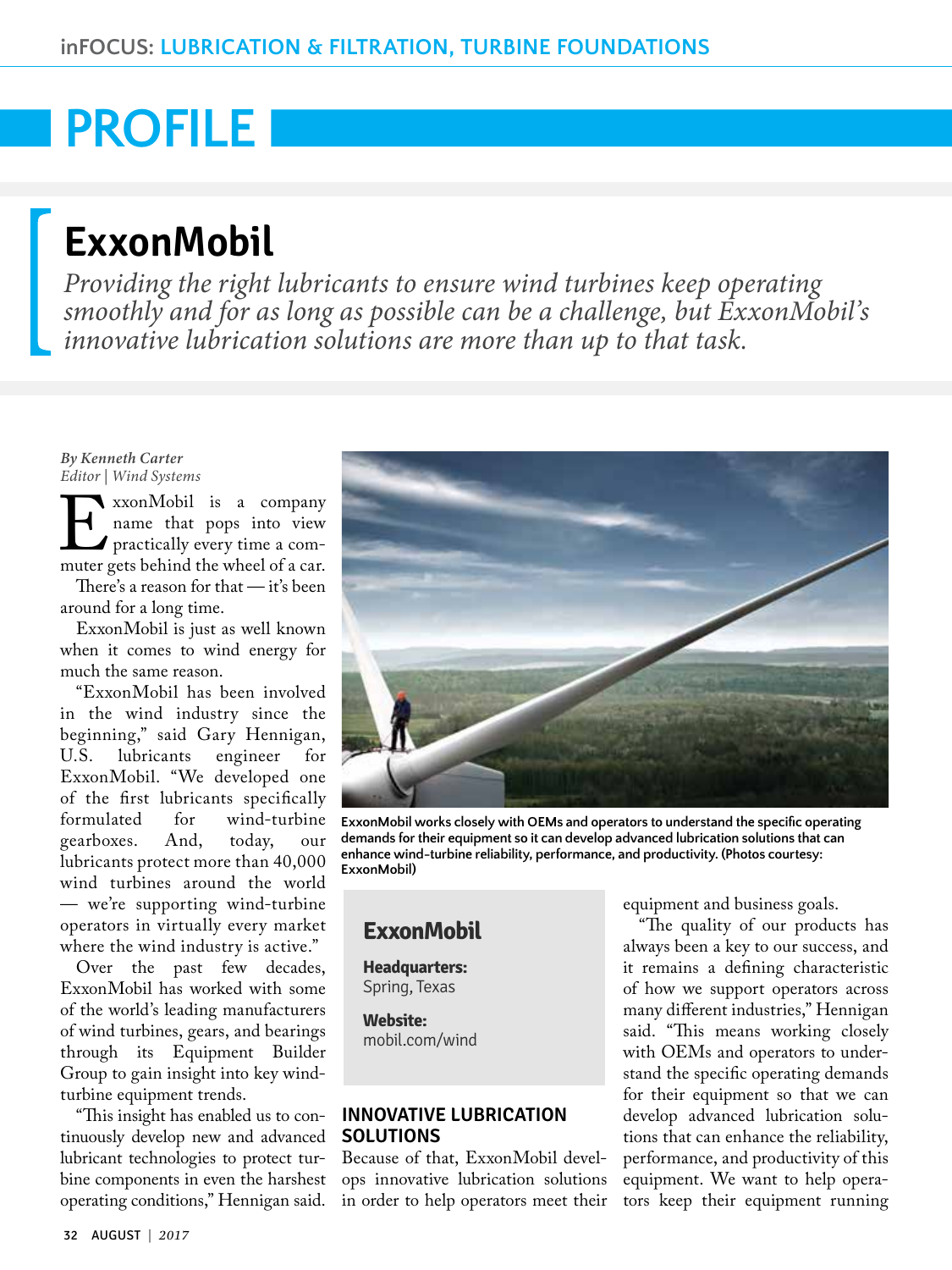# PROFILE

## ExxonMobil

*Providing the right lubricants to ensure wind turbines keep operating smoothly and for as long as possible can be a challenge, but ExxonMobil's innovative lubrication solutions are more than up to that task.*

*By Kenneth Carter*
*Editor | Wind Systems*

ExxonMobil is a company name that pops into view practically every time a commuter gets behind the wheel of a car.

There's a reason for that — it's been around for a long time.

ExxonMobil is just as well known when it comes to wind energy for much the same reason.

"ExxonMobil has been involved in the wind industry since the beginning," said Gary Hennigan, U.S. lubricants engineer for ExxonMobil. "We developed one of the first lubricants specifically formulated for wind-turbine gearboxes. And, today, our lubricants protect more than 40,000 wind turbines around the world — we're supporting wind-turbine operators in virtually every market where the wind industry is active."

Over the past few decades, ExxonMobil has worked with some of the world's leading manufacturers of wind turbines, gears, and bearings through its Equipment Builder Group to gain insight into key wind-turbine equipment trends.

"This insight has enabled us to continuously develop new and advanced lubricant technologies to protect turbine components in even the harshest operating conditions," Hennigan said.

ExxonMobil works closely with OEMs and operators to understand the specific operating demands for their equipment so it can develop advanced lubrication solutions that can enhance wind-turbine reliability, performance, and productivity. (Photos courtesy: ExxonMobil)

> **ExxonMobil**
>
> **Headquarters:**
> Spring, Texas
>
> **Website:**
> mobil.com/wind

### INNOVATIVE LUBRICATION SOLUTIONS

Because of that, ExxonMobil develops innovative lubrication solutions in order to help operators meet their equipment and business goals.

"The quality of our products has always been a key to our success, and it remains a defining characteristic of how we support operators across many different industries," Hennigan said. "This means working closely with OEMs and operators to understand the specific operating demands for their equipment so that we can develop advanced lubrication solutions that can enhance the reliability, performance, and productivity of this equipment. We want to help operators keep their equipment running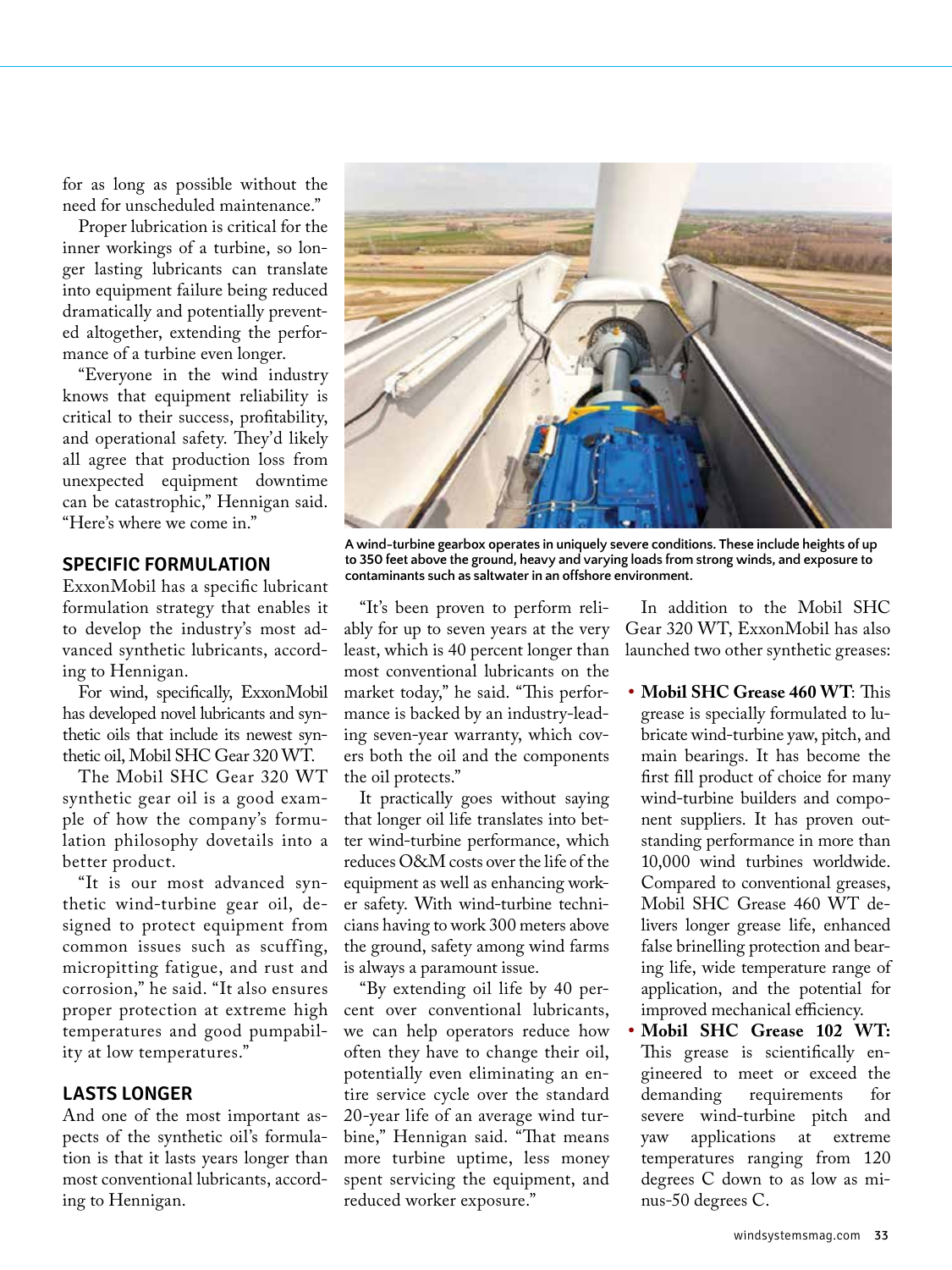for as long as possible without the need for unscheduled maintenance."

Proper lubrication is critical for the inner workings of a turbine, so longer lasting lubricants can translate into equipment failure being reduced dramatically and potentially prevented altogether, extending the performance of a turbine even longer.

"Everyone in the wind industry knows that equipment reliability is critical to their success, profitability, and operational safety. They'd likely all agree that production loss from unexpected equipment downtime can be catastrophic," Hennigan said. "Here's where we come in."

## SPECIFIC FORMULATION

ExxonMobil has a specific lubricant formulation strategy that enables it to develop the industry's most advanced synthetic lubricants, according to Hennigan.

For wind, specifically, ExxonMobil has developed novel lubricants and synthetic oils that include its newest synthetic oil, Mobil SHC Gear 320 WT.

The Mobil SHC Gear 320 WT synthetic gear oil is a good example of how the company's formulation philosophy dovetails into a better product.

"It is our most advanced synthetic wind-turbine gear oil, designed to protect equipment from common issues such as scuffing, micropitting fatigue, and rust and corrosion," he said. "It also ensures proper protection at extreme high temperatures and good pumpability at low temperatures."

## LASTS LONGER

And one of the most important aspects of the synthetic oil's formulation is that it lasts years longer than most conventional lubricants, according to Hennigan.

A wind-turbine gearbox operates in uniquely severe conditions. These include heights of up to 350 feet above the ground, heavy and varying loads from strong winds, and exposure to contaminants such as saltwater in an offshore environment.

"It's been proven to perform reliably for up to seven years at the very least, which is 40 percent longer than most conventional lubricants on the market today," he said. "This performance is backed by an industry-leading seven-year warranty, which covers both the oil and the components the oil protects."

It practically goes without saying that longer oil life translates into better wind-turbine performance, which reduces O&M costs over the life of the equipment as well as enhancing worker safety. With wind-turbine technicians having to work 300 meters above the ground, safety among wind farms is always a paramount issue.

"By extending oil life by 40 percent over conventional lubricants, we can help operators reduce how often they have to change their oil, potentially even eliminating an entire service cycle over the standard 20-year life of an average wind turbine," Hennigan said. "That means more turbine uptime, less money spent servicing the equipment, and reduced worker exposure."

In addition to the Mobil SHC Gear 320 WT, ExxonMobil has also launched two other synthetic greases:

- **Mobil SHC Grease 460 WT**: This grease is specially formulated to lubricate wind-turbine yaw, pitch, and main bearings. It has become the first fill product of choice for many wind-turbine builders and component suppliers. It has proven outstanding performance in more than 10,000 wind turbines worldwide. Compared to conventional greases, Mobil SHC Grease 460 WT delivers longer grease life, enhanced false brinelling protection and bearing life, wide temperature range of application, and the potential for improved mechanical efficiency.
- **Mobil SHC Grease 102 WT:** This grease is scientifically engineered to meet or exceed the demanding requirements for severe wind-turbine pitch and yaw applications at extreme temperatures ranging from 120 degrees C down to as low as minus-50 degrees C.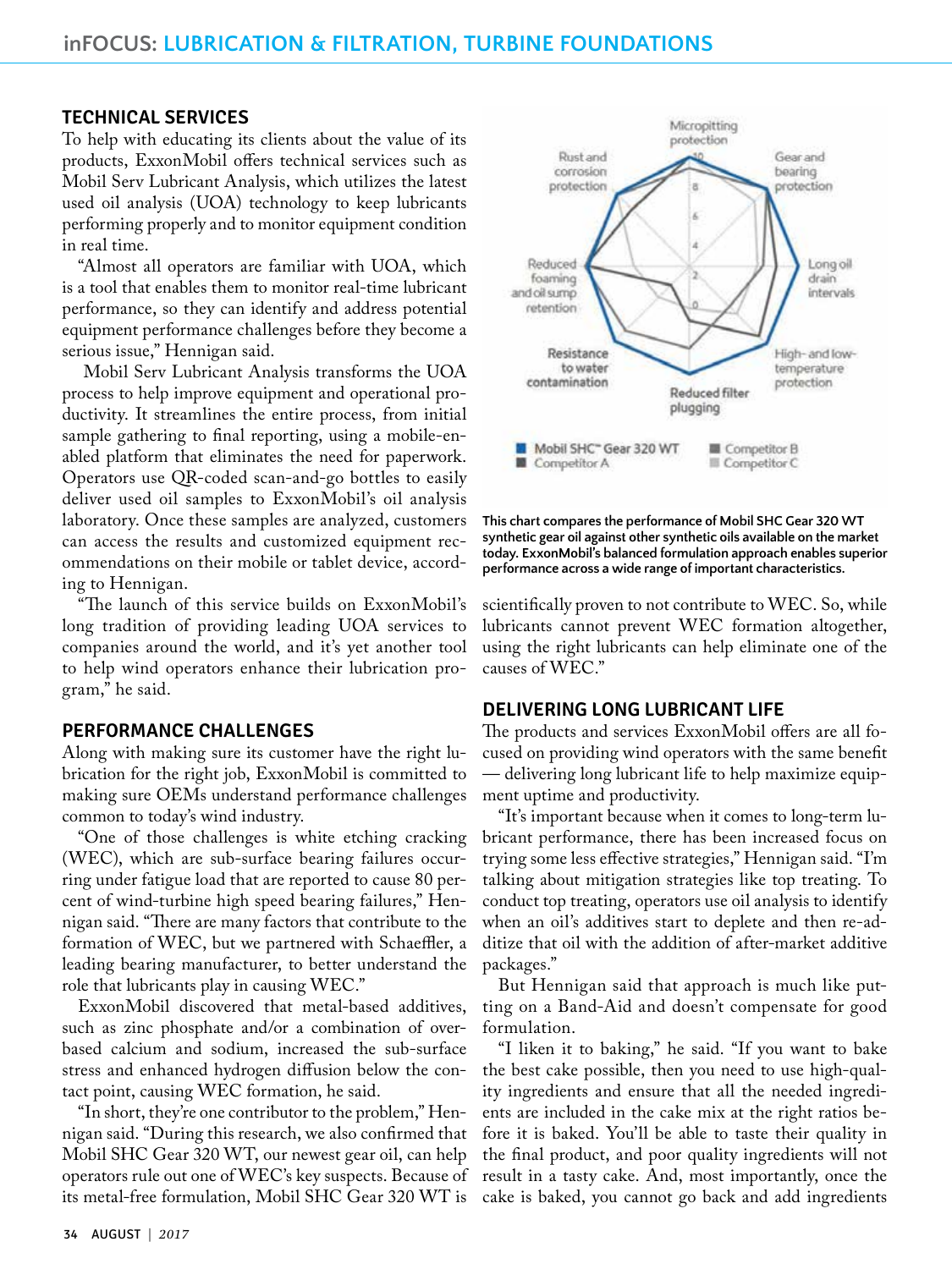## TECHNICAL SERVICES

To help with educating its clients about the value of its products, ExxonMobil offers technical services such as Mobil Serv Lubricant Analysis, which utilizes the latest used oil analysis (UOA) technology to keep lubricants performing properly and to monitor equipment condition in real time.

"Almost all operators are familiar with UOA, which is a tool that enables them to monitor real-time lubricant performance, so they can identify and address potential equipment performance challenges before they become a serious issue," Hennigan said.

Mobil Serv Lubricant Analysis transforms the UOA process to help improve equipment and operational productivity. It streamlines the entire process, from initial sample gathering to final reporting, using a mobile-enabled platform that eliminates the need for paperwork. Operators use QR-coded scan-and-go bottles to easily deliver used oil samples to ExxonMobil's oil analysis laboratory. Once these samples are analyzed, customers can access the results and customized equipment recommendations on their mobile or tablet device, according to Hennigan.

"The launch of this service builds on ExxonMobil's long tradition of providing leading UOA services to companies around the world, and it's yet another tool to help wind operators enhance their lubrication program," he said.

## PERFORMANCE CHALLENGES

Along with making sure its customer have the right lubrication for the right job, ExxonMobil is committed to making sure OEMs understand performance challenges common to today's wind industry.

"One of those challenges is white etching cracking (WEC), which are sub-surface bearing failures occurring under fatigue load that are reported to cause 80 percent of wind-turbine high speed bearing failures," Hennigan said. "There are many factors that contribute to the formation of WEC, but we partnered with Schaeffler, a leading bearing manufacturer, to better understand the role that lubricants play in causing WEC."

ExxonMobil discovered that metal-based additives, such as zinc phosphate and/or a combination of overbased calcium and sodium, increased the sub-surface stress and enhanced hydrogen diffusion below the contact point, causing WEC formation, he said.

"In short, they're one contributor to the problem," Hennigan said. "During this research, we also confirmed that Mobil SHC Gear 320 WT, our newest gear oil, can help operators rule out one of WEC's key suspects. Because of its metal-free formulation, Mobil SHC Gear 320 WT is scientifically proven to not contribute to WEC. So, while lubricants cannot prevent WEC formation altogether, using the right lubricants can help eliminate one of the causes of WEC."

Micropitting protection | Gear and bearing protection | Long oil drain intervals | High- and low-temperature protection | Reduced filter plugging | Resistance to water contamination | Reduced foaming and oil sump retention | Rust and corrosion protection

Mobil SHC™ Gear 320 WT | Competitor A | Competitor B | Competitor C

**This chart compares the performance of Mobil SHC Gear 320 WT synthetic gear oil against other synthetic oils available on the market today. ExxonMobil's balanced formulation approach enables superior performance across a wide range of important characteristics.**

## DELIVERING LONG LUBRICANT LIFE

The products and services ExxonMobil offers are all focused on providing wind operators with the same benefit — delivering long lubricant life to help maximize equipment uptime and productivity.

"It's important because when it comes to long-term lubricant performance, there has been increased focus on trying some less effective strategies," Hennigan said. "I'm talking about mitigation strategies like top treating. To conduct top treating, operators use oil analysis to identify when an oil's additives start to deplete and then re-additize that oil with the addition of after-market additive packages."

But Hennigan said that approach is much like putting on a Band-Aid and doesn't compensate for good formulation.

"I liken it to baking," he said. "If you want to bake the best cake possible, then you need to use high-quality ingredients and ensure that all the needed ingredients are included in the cake mix at the right ratios before it is baked. You'll be able to taste their quality in the final product, and poor quality ingredients will not result in a tasty cake. And, most importantly, once the cake is baked, you cannot go back and add ingredients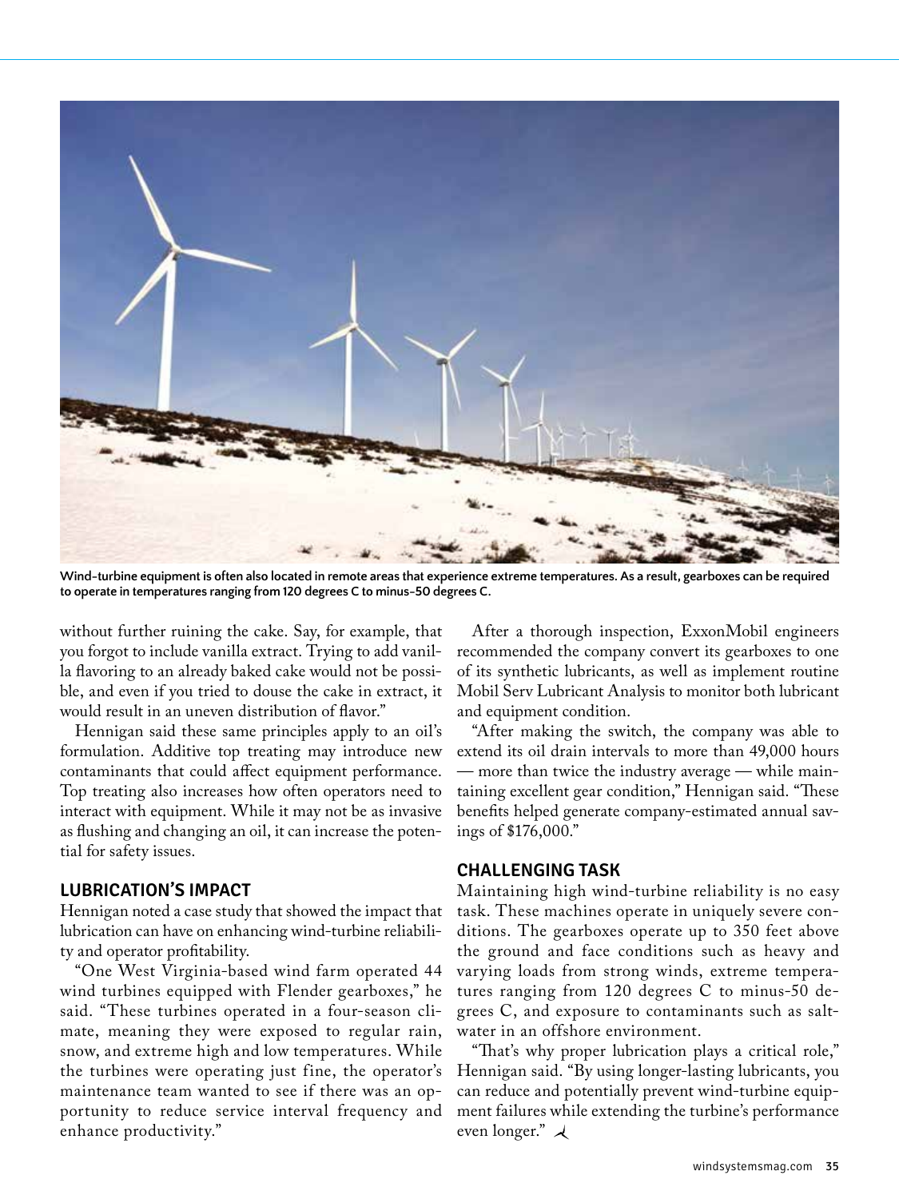Wind-turbine equipment is often also located in remote areas that experience extreme temperatures. As a result, gearboxes can be required to operate in temperatures ranging from 120 degrees C to minus-50 degrees C.

without further ruining the cake. Say, for example, that you forgot to include vanilla extract. Trying to add vanilla flavoring to an already baked cake would not be possible, and even if you tried to douse the cake in extract, it would result in an uneven distribution of flavor."

Hennigan said these same principles apply to an oil's formulation. Additive top treating may introduce new contaminants that could affect equipment performance. Top treating also increases how often operators need to interact with equipment. While it may not be as invasive as flushing and changing an oil, it can increase the potential for safety issues.

## LUBRICATION'S IMPACT

Hennigan noted a case study that showed the impact that lubrication can have on enhancing wind-turbine reliability and operator profitability.

"One West Virginia-based wind farm operated 44 wind turbines equipped with Flender gearboxes," he said. "These turbines operated in a four-season climate, meaning they were exposed to regular rain, snow, and extreme high and low temperatures. While the turbines were operating just fine, the operator's maintenance team wanted to see if there was an opportunity to reduce service interval frequency and enhance productivity."

After a thorough inspection, ExxonMobil engineers recommended the company convert its gearboxes to one of its synthetic lubricants, as well as implement routine Mobil Serv Lubricant Analysis to monitor both lubricant and equipment condition.

"After making the switch, the company was able to extend its oil drain intervals to more than 49,000 hours — more than twice the industry average — while maintaining excellent gear condition," Hennigan said. "These benefits helped generate company-estimated annual savings of $176,000."

## CHALLENGING TASK

Maintaining high wind-turbine reliability is no easy task. These machines operate in uniquely severe conditions. The gearboxes operate up to 350 feet above the ground and face conditions such as heavy and varying loads from strong winds, extreme temperatures ranging from 120 degrees C to minus-50 degrees C, and exposure to contaminants such as saltwater in an offshore environment.

"That's why proper lubrication plays a critical role," Hennigan said. "By using longer-lasting lubricants, you can reduce and potentially prevent wind-turbine equipment failures while extending the turbine's performance even longer."